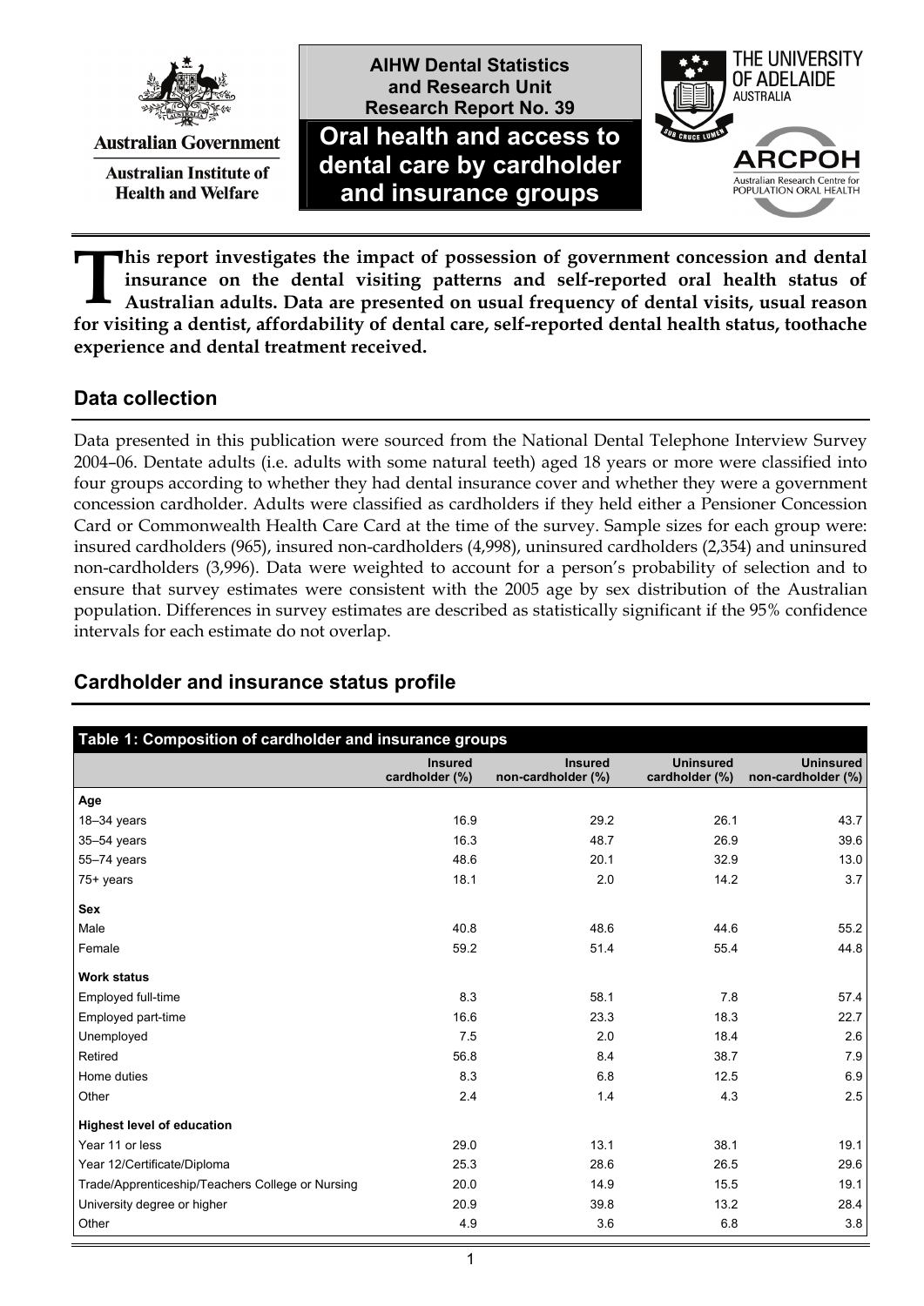Australian Government

Australian Institute of Health and Welfare

AIHW Dental Statistics and Research Unit Research Report No. 39

# Oral health and access to dental care by cardholder and insurance groups

THE UNIVERSITY OF ADELAIDE AUSTRALIA

ARCPOH Australian Research Centre for POPULATION ORAL HEALTH

**This report investigates the impact of possession of government concession and dental insurance on the dental visiting patterns and self-reported oral health status of Australian adults. Data are presented on usual frequency of dental visits, usual reason for visiting a dentist, affordability of dental care, self-reported dental health status, toothache experience and dental treatment received.**

## Data collection

Data presented in this publication were sourced from the National Dental Telephone Interview Survey 2004–06. Dentate adults (i.e. adults with some natural teeth) aged 18 years or more were classified into four groups according to whether they had dental insurance cover and whether they were a government concession cardholder. Adults were classified as cardholders if they held either a Pensioner Concession Card or Commonwealth Health Care Card at the time of the survey. Sample sizes for each group were: insured cardholders (965), insured non-cardholders (4,998), uninsured cardholders (2,354) and uninsured non-cardholders (3,996). Data were weighted to account for a person's probability of selection and to ensure that survey estimates were consistent with the 2005 age by sex distribution of the Australian population. Differences in survey estimates are described as statistically significant if the 95% confidence intervals for each estimate do not overlap.

## Cardholder and insurance status profile

**Table 1: Composition of cardholder and insurance groups**

| | Insured cardholder (%) | Insured non-cardholder (%) | Uninsured cardholder (%) | Uninsured non-cardholder (%) |
|---|---|---|---|---|
| **Age** | | | | |
| 18–34 years | 16.9 | 29.2 | 26.1 | 43.7 |
| 35–54 years | 16.3 | 48.7 | 26.9 | 39.6 |
| 55–74 years | 48.6 | 20.1 | 32.9 | 13.0 |
| 75+ years | 18.1 | 2.0 | 14.2 | 3.7 |
| **Sex** | | | | |
| Male | 40.8 | 48.6 | 44.6 | 55.2 |
| Female | 59.2 | 51.4 | 55.4 | 44.8 |
| **Work status** | | | | |
| Employed full-time | 8.3 | 58.1 | 7.8 | 57.4 |
| Employed part-time | 16.6 | 23.3 | 18.3 | 22.7 |
| Unemployed | 7.5 | 2.0 | 18.4 | 2.6 |
| Retired | 56.8 | 8.4 | 38.7 | 7.9 |
| Home duties | 8.3 | 6.8 | 12.5 | 6.9 |
| Other | 2.4 | 1.4 | 4.3 | 2.5 |
| **Highest level of education** | | | | |
| Year 11 or less | 29.0 | 13.1 | 38.1 | 19.1 |
| Year 12/Certificate/Diploma | 25.3 | 28.6 | 26.5 | 29.6 |
| Trade/Apprenticeship/Teachers College or Nursing | 20.0 | 14.9 | 15.5 | 19.1 |
| University degree or higher | 20.9 | 39.8 | 13.2 | 28.4 |
| Other | 4.9 | 3.6 | 6.8 | 3.8 |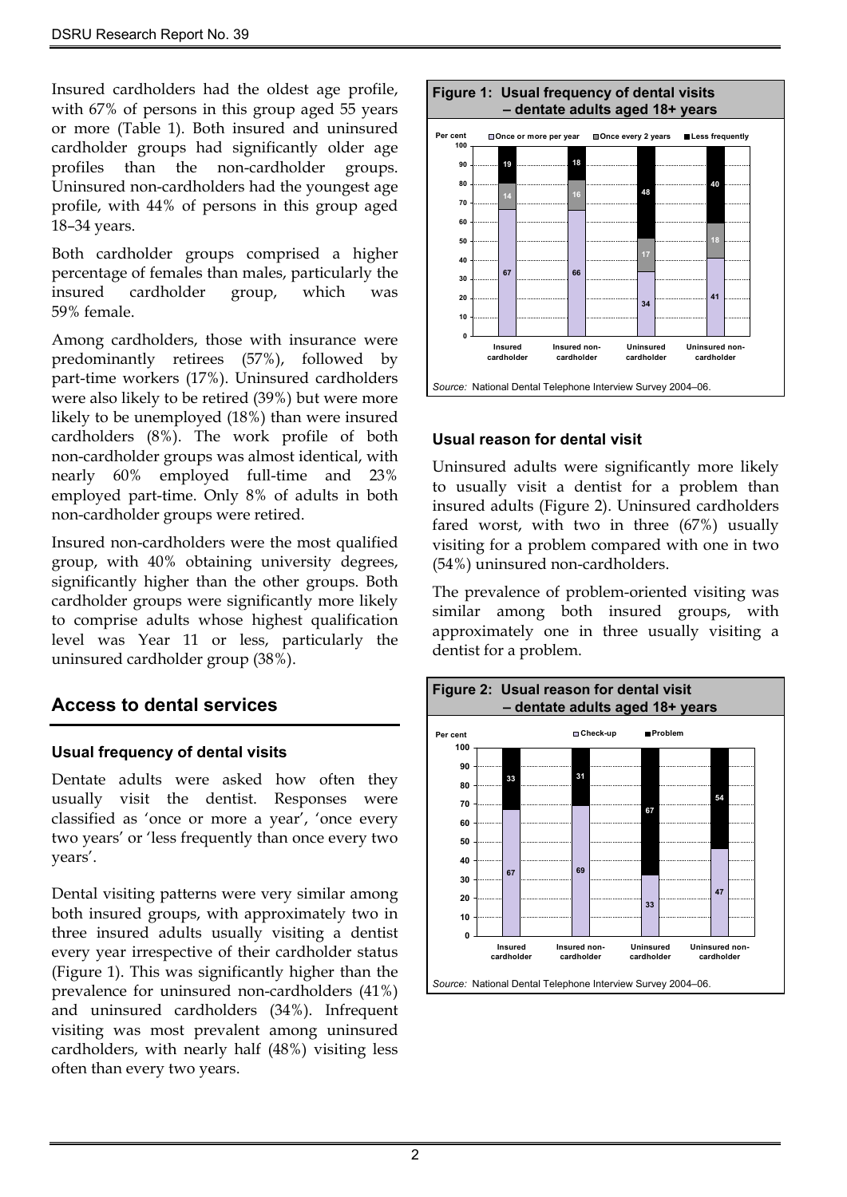Insured cardholders had the oldest age profile, with 67% of persons in this group aged 55 years or more (Table 1). Both insured and uninsured cardholder groups had significantly older age profiles than the non-cardholder groups. Uninsured non-cardholders had the youngest age profile, with 44% of persons in this group aged 18–34 years.

Both cardholder groups comprised a higher percentage of females than males, particularly the insured cardholder group, which was 59% female.

Among cardholders, those with insurance were predominantly retirees (57%), followed by part-time workers (17%). Uninsured cardholders were also likely to be retired (39%) but were more likely to be unemployed (18%) than were insured cardholders (8%). The work profile of both non-cardholder groups was almost identical, with nearly 60% employed full-time and 23% employed part-time. Only 8% of adults in both non-cardholder groups were retired.

Insured non-cardholders were the most qualified group, with 40% obtaining university degrees, significantly higher than the other groups. Both cardholder groups were significantly more likely to comprise adults whose highest qualification level was Year 11 or less, particularly the uninsured cardholder group (38%).

## Access to dental services

### Usual frequency of dental visits

Dentate adults were asked how often they usually visit the dentist. Responses were classified as 'once or more a year', 'once every two years' or 'less frequently than once every two years'.

Dental visiting patterns were very similar among both insured groups, with approximately two in three insured adults usually visiting a dentist every year irrespective of their cardholder status (Figure 1). This was significantly higher than the prevalence for uninsured non-cardholders (41%) and uninsured cardholders (34%). Infrequent visiting was most prevalent among uninsured cardholders, with nearly half (48%) visiting less often than every two years.

**Figure 1: Usual frequency of dental visits – dentate adults aged 18+ years**

| Per cent | Insured cardholder | Insured non-cardholder | Uninsured cardholder | Uninsured non-cardholder |
|---|---|---|---|---|
| Once or more per year | 67 | 66 | 34 | 41 |
| Once every 2 years | 14 | 16 | 17 | 18 |
| Less frequently | 19 | 18 | 48 | 40 |

*Source:* National Dental Telephone Interview Survey 2004–06.

### Usual reason for dental visit

Uninsured adults were significantly more likely to usually visit a dentist for a problem than insured adults (Figure 2). Uninsured cardholders fared worst, with two in three (67%) usually visiting for a problem compared with one in two (54%) uninsured non-cardholders.

The prevalence of problem-oriented visiting was similar among both insured groups, with approximately one in three usually visiting a dentist for a problem.

**Figure 2: Usual reason for dental visit – dentate adults aged 18+ years**

| Per cent | Insured cardholder | Insured non-cardholder | Uninsured cardholder | Uninsured non-cardholder |
|---|---|---|---|---|
| Check-up | 67 | 69 | 33 | 47 |
| Problem | 33 | 31 | 67 | 54 |

*Source:* National Dental Telephone Interview Survey 2004–06.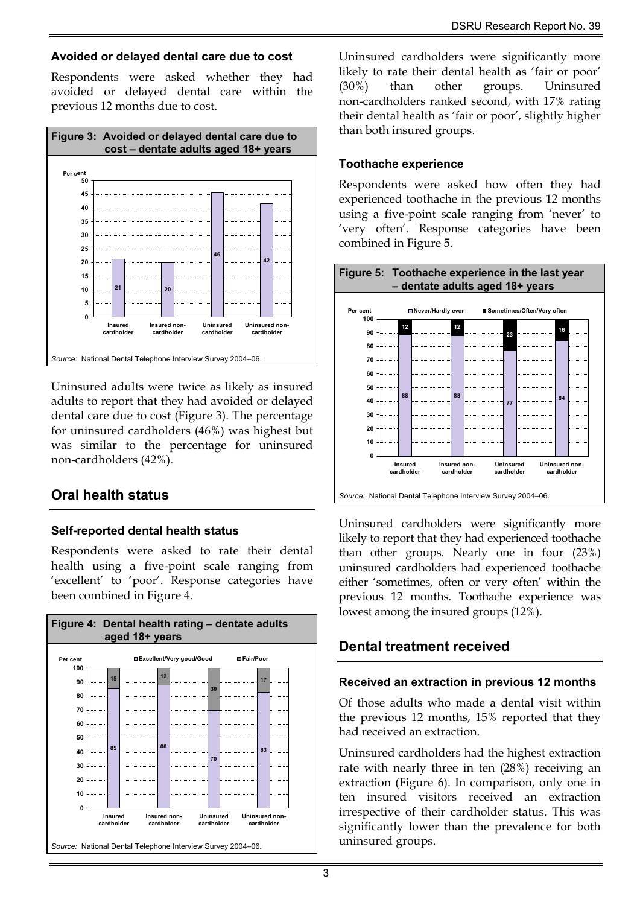### Avoided or delayed dental care due to cost

Respondents were asked whether they had avoided or delayed dental care within the previous 12 months due to cost.

**Figure 3: Avoided or delayed dental care due to cost – dentate adults aged 18+ years**

| | Per cent |
|---|---|
| Insured cardholder | 21 |
| Insured non-cardholder | 20 |
| Uninsured cardholder | 46 |
| Uninsured non-cardholder | 42 |

*Source:* National Dental Telephone Interview Survey 2004–06.

Uninsured adults were twice as likely as insured adults to report that they had avoided or delayed dental care due to cost (Figure 3). The percentage for uninsured cardholders (46%) was highest but was similar to the percentage for uninsured non-cardholders (42%).

## Oral health status

### Self-reported dental health status

Respondents were asked to rate their dental health using a five-point scale ranging from 'excellent' to 'poor'. Response categories have been combined in Figure 4.

**Figure 4: Dental health rating – dentate adults aged 18+ years**

| | Excellent/Very good/Good (%) | Fair/Poor (%) |
|---|---|---|
| Insured cardholder | 85 | 15 |
| Insured non-cardholder | 88 | 12 |
| Uninsured cardholder | 70 | 30 |
| Uninsured non-cardholder | 83 | 17 |

*Source:* National Dental Telephone Interview Survey 2004–06.

Uninsured cardholders were significantly more likely to rate their dental health as 'fair or poor' (30%) than other groups. Uninsured non-cardholders ranked second, with 17% rating their dental health as 'fair or poor', slightly higher than both insured groups.

### Toothache experience

Respondents were asked how often they had experienced toothache in the previous 12 months using a five-point scale ranging from 'never' to 'very often'. Response categories have been combined in Figure 5.

**Figure 5: Toothache experience in the last year – dentate adults aged 18+ years**

| | Never/Hardly ever (%) | Sometimes/Often/Very often (%) |
|---|---|---|
| Insured cardholder | 88 | 12 |
| Insured non-cardholder | 88 | 12 |
| Uninsured cardholder | 77 | 23 |
| Uninsured non-cardholder | 84 | 16 |

*Source:* National Dental Telephone Interview Survey 2004–06.

Uninsured cardholders were significantly more likely to report that they had experienced toothache than other groups. Nearly one in four (23%) uninsured cardholders had experienced toothache either 'sometimes, often or very often' within the previous 12 months. Toothache experience was lowest among the insured groups (12%).

## Dental treatment received

### Received an extraction in previous 12 months

Of those adults who made a dental visit within the previous 12 months, 15% reported that they had received an extraction.

Uninsured cardholders had the highest extraction rate with nearly three in ten (28%) receiving an extraction (Figure 6). In comparison, only one in ten insured visitors received an extraction irrespective of their cardholder status. This was significantly lower than the prevalence for both uninsured groups.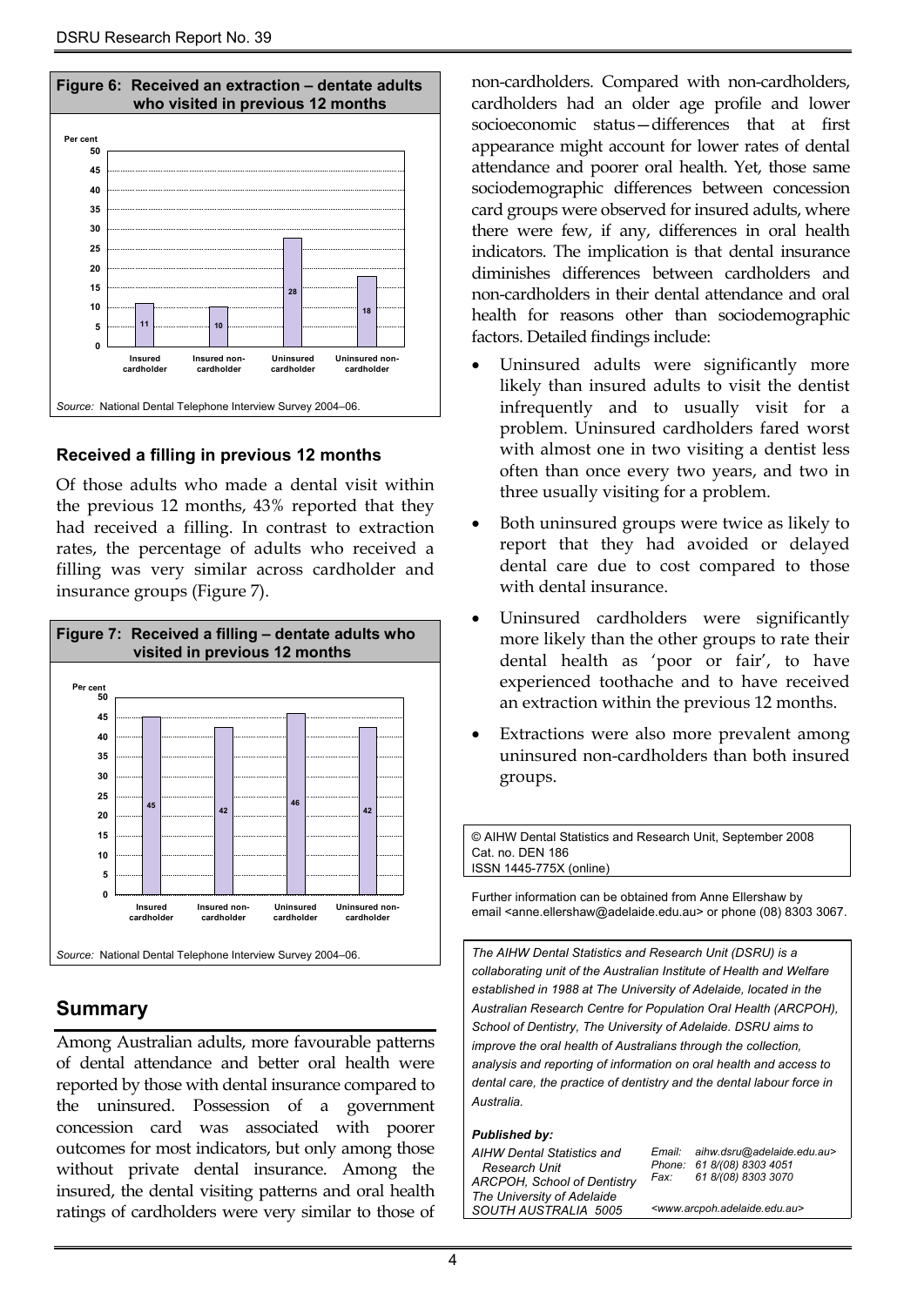**Figure 6: Received an extraction – dentate adults who visited in previous 12 months**

Per cent
50
45
40
35
30
25
20
15
10
5
0

11 10 28 18

Insured cardholder
Insured non-cardholder
Uninsured cardholder
Uninsured non-cardholder

*Source:* National Dental Telephone Interview Survey 2004–06.

### Received a filling in previous 12 months

Of those adults who made a dental visit within the previous 12 months, 43% reported that they had received a filling. In contrast to extraction rates, the percentage of adults who received a filling was very similar across cardholder and insurance groups (Figure 7).

**Figure 7: Received a filling – dentate adults who visited in previous 12 months**

Per cent
50
45
40
35
30
25
20
15
10
5
0

45 42 46 42

Insured cardholder
Insured non-cardholder
Uninsured cardholder
Uninsured non-cardholder

*Source:* National Dental Telephone Interview Survey 2004–06.

## Summary

Among Australian adults, more favourable patterns of dental attendance and better oral health were reported by those with dental insurance compared to the uninsured. Possession of a government concession card was associated with poorer outcomes for most indicators, but only among those without private dental insurance. Among the insured, the dental visiting patterns and oral health ratings of cardholders were very similar to those of non-cardholders. Compared with non-cardholders, cardholders had an older age profile and lower socioeconomic status—differences that at first appearance might account for lower rates of dental attendance and poorer oral health. Yet, those same sociodemographic differences between concession card groups were observed for insured adults, where there were few, if any, differences in oral health indicators. The implication is that dental insurance diminishes differences between cardholders and non-cardholders in their dental attendance and oral health for reasons other than sociodemographic factors. Detailed findings include:

- Uninsured adults were significantly more likely than insured adults to visit the dentist infrequently and to usually visit for a problem. Uninsured cardholders fared worst with almost one in two visiting a dentist less often than once every two years, and two in three usually visiting for a problem.
- Both uninsured groups were twice as likely to report that they had avoided or delayed dental care due to cost compared to those with dental insurance.
- Uninsured cardholders were significantly more likely than the other groups to rate their dental health as 'poor or fair', to have experienced toothache and to have received an extraction within the previous 12 months.
- Extractions were also more prevalent among uninsured non-cardholders than both insured groups.

© AIHW Dental Statistics and Research Unit, September 2008
Cat. no. DEN 186
ISSN 1445-775X (online)

Further information can be obtained from Anne Ellershaw by email <anne.ellershaw@adelaide.edu.au> or phone (08) 8303 3067.

*The AIHW Dental Statistics and Research Unit (DSRU) is a collaborating unit of the Australian Institute of Health and Welfare established in 1988 at The University of Adelaide, located in the Australian Research Centre for Population Oral Health (ARCPOH), School of Dentistry, The University of Adelaide. DSRU aims to improve the oral health of Australians through the collection, analysis and reporting of information on oral health and access to dental care, the practice of dentistry and the dental labour force in Australia.*

***Published by:***

*AIHW Dental Statistics and Research Unit*
*ARCPOH, School of Dentistry*
*The University of Adelaide*
*SOUTH AUSTRALIA 5005*

*Email: aihw.dsru@adelaide.edu.au>*
*Phone: 61 8/(08) 8303 4051*
*Fax: 61 8/(08) 8303 3070*

*<www.arcpoh.adelaide.edu.au>*